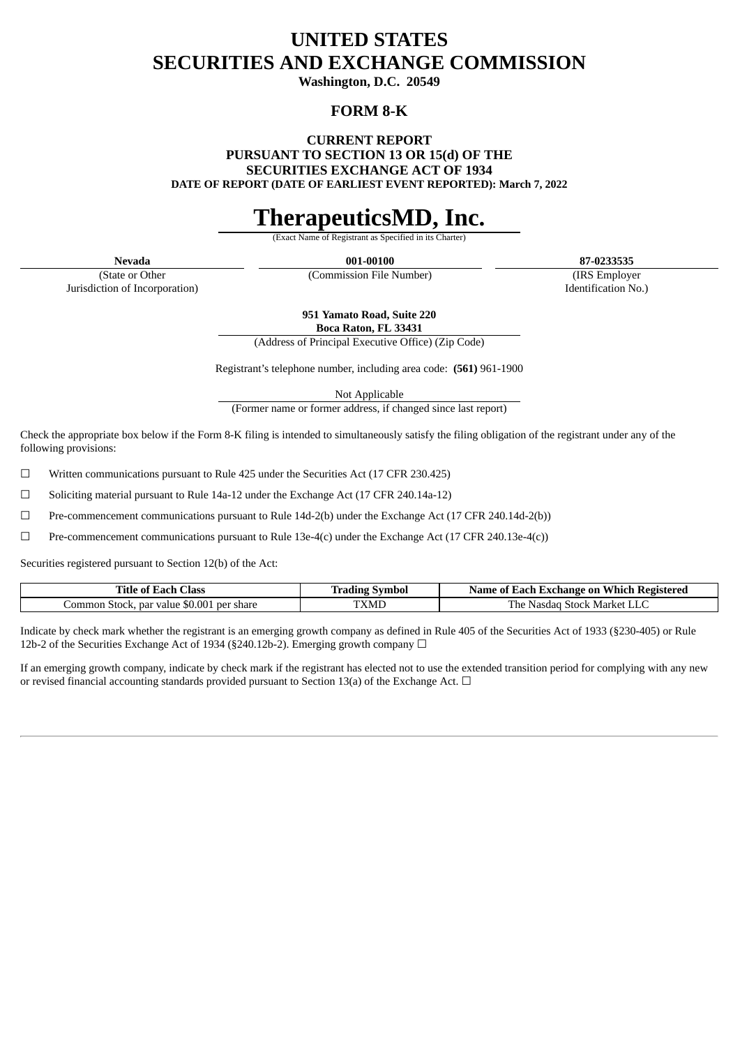# UNITED STATES
# SECURITIES AND EXCHANGE COMMISSION

**Washington, D.C. 20549**

## FORM 8-K

**CURRENT REPORT**
**PURSUANT TO SECTION 13 OR 15(d) OF THE**
**SECURITIES EXCHANGE ACT OF 1934**
**DATE OF REPORT (DATE OF EARLIEST EVENT REPORTED): March 7, 2022**

# TherapeuticsMD, Inc.

(Exact Name of Registrant as Specified in its Charter)

| **Nevada** | **001-00100** | **87-0233535** |
|---|---|---|
| (State or Other Jurisdiction of Incorporation) | (Commission File Number) | (IRS Employer Identification No.) |

**951 Yamato Road, Suite 220**
**Boca Raton, FL 33431**
(Address of Principal Executive Office) (Zip Code)

Registrant's telephone number, including area code: **(561)** 961-1900

Not Applicable
(Former name or former address, if changed since last report)

Check the appropriate box below if the Form 8-K filing is intended to simultaneously satisfy the filing obligation of the registrant under any of the following provisions:

☐ Written communications pursuant to Rule 425 under the Securities Act (17 CFR 230.425)

☐ Soliciting material pursuant to Rule 14a-12 under the Exchange Act (17 CFR 240.14a-12)

☐ Pre-commencement communications pursuant to Rule 14d-2(b) under the Exchange Act (17 CFR 240.14d-2(b))

☐ Pre-commencement communications pursuant to Rule 13e-4(c) under the Exchange Act (17 CFR 240.13e-4(c))

Securities registered pursuant to Section 12(b) of the Act:

| Title of Each Class | Trading Symbol | Name of Each Exchange on Which Registered |
|---|---|---|
| Common Stock, par value $0.001 per share | TXMD | The Nasdaq Stock Market LLC |

Indicate by check mark whether the registrant is an emerging growth company as defined in Rule 405 of the Securities Act of 1933 (§230-405) or Rule 12b-2 of the Securities Exchange Act of 1934 (§240.12b-2). Emerging growth company ☐

If an emerging growth company, indicate by check mark if the registrant has elected not to use the extended transition period for complying with any new or revised financial accounting standards provided pursuant to Section 13(a) of the Exchange Act. ☐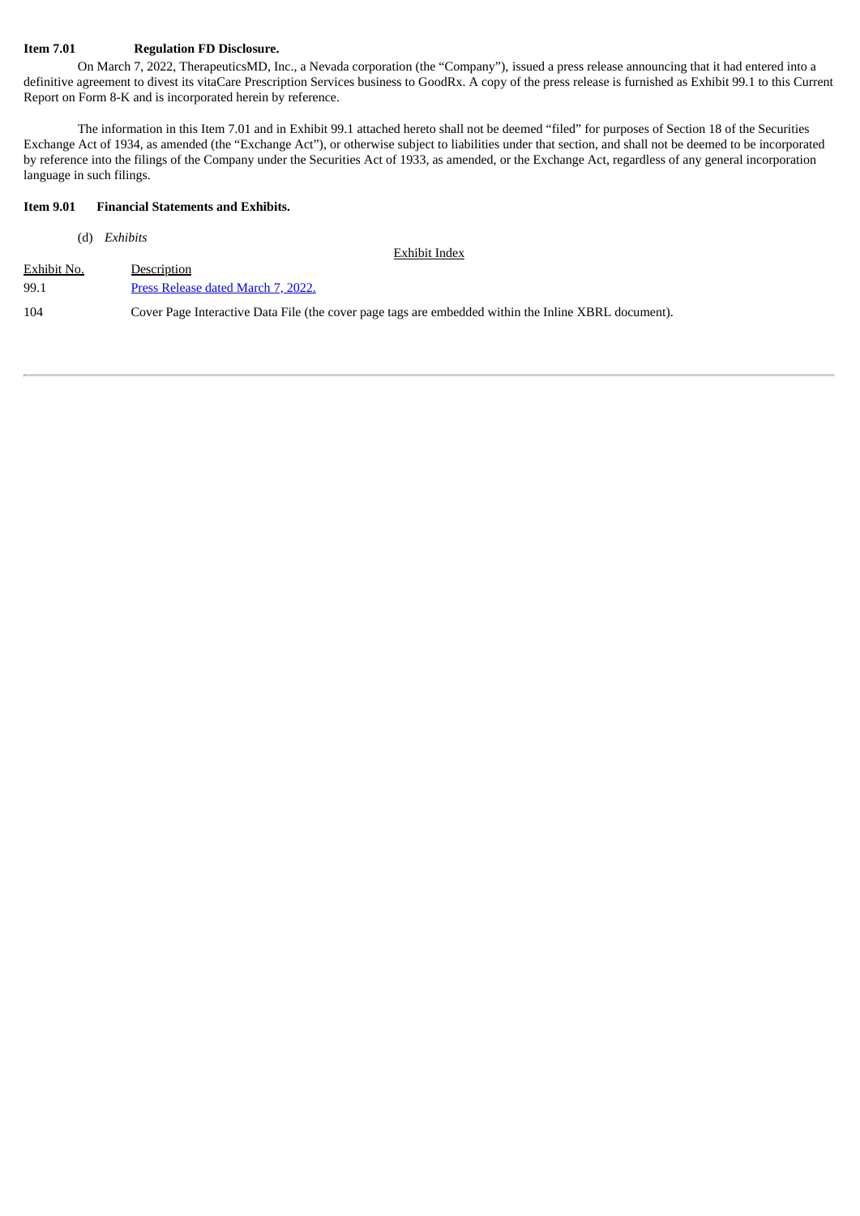**Item 7.01 Regulation FD Disclosure.**

On March 7, 2022, TherapeuticsMD, Inc., a Nevada corporation (the "Company"), issued a press release announcing that it had entered into a definitive agreement to divest its vitaCare Prescription Services business to GoodRx. A copy of the press release is furnished as Exhibit 99.1 to this Current Report on Form 8-K and is incorporated herein by reference.

The information in this Item 7.01 and in Exhibit 99.1 attached hereto shall not be deemed "filed" for purposes of Section 18 of the Securities Exchange Act of 1934, as amended (the "Exchange Act"), or otherwise subject to liabilities under that section, and shall not be deemed to be incorporated by reference into the filings of the Company under the Securities Act of 1933, as amended, or the Exchange Act, regardless of any general incorporation language in such filings.

**Item 9.01 Financial Statements and Exhibits.**

(d) *Exhibits*

Exhibit Index

| Exhibit No. | Description |
|---|---|
| 99.1 | Press Release dated March 7, 2022. |
| 104 | Cover Page Interactive Data File (the cover page tags are embedded within the Inline XBRL document). |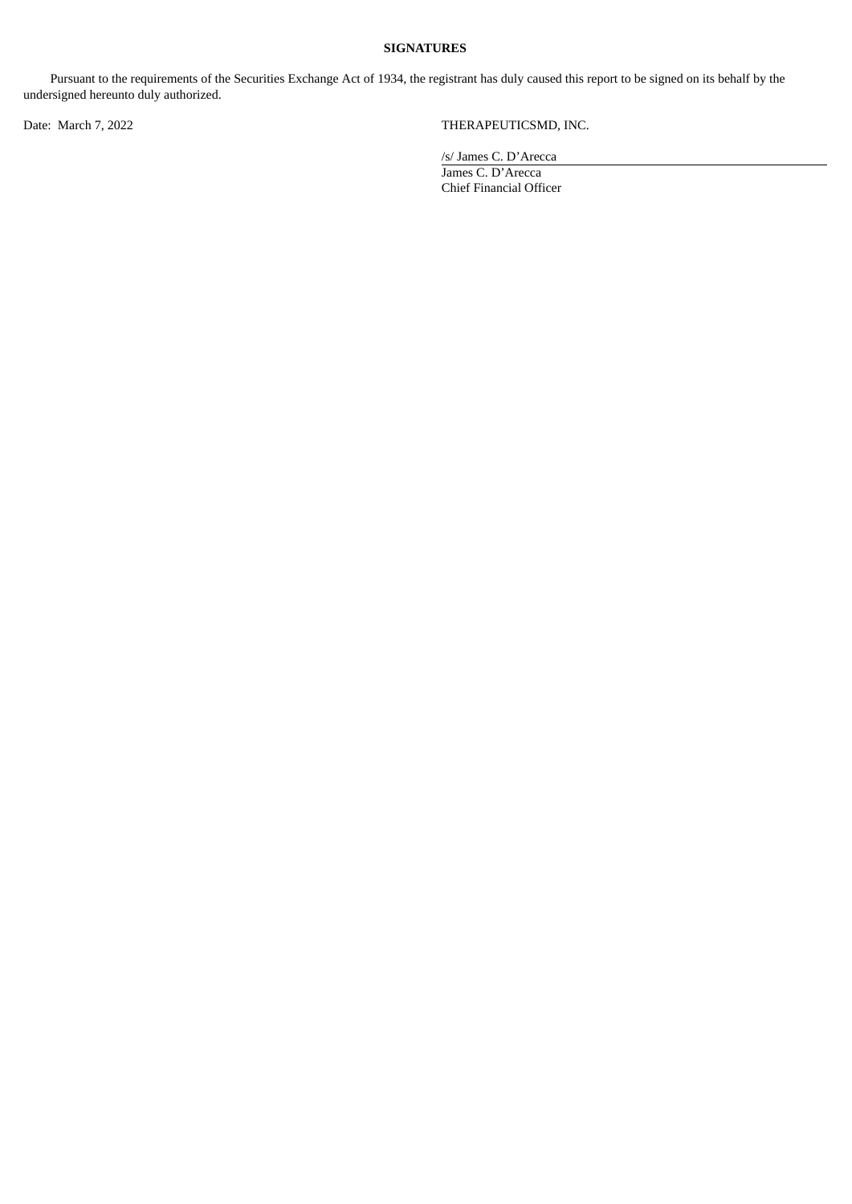**SIGNATURES**

Pursuant to the requirements of the Securities Exchange Act of 1934, the registrant has duly caused this report to be signed on its behalf by the undersigned hereunto duly authorized.

Date: March 7, 2022

THERAPEUTICSMD, INC.

/s/ James C. D'Arecca

James C. D'Arecca
Chief Financial Officer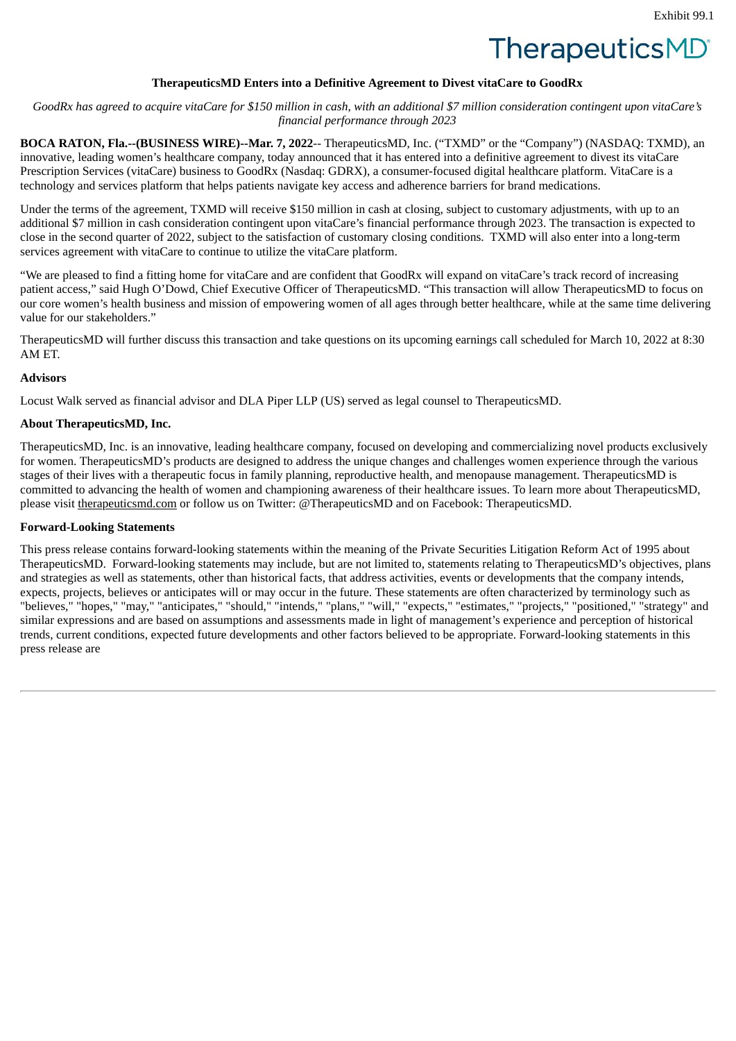Exhibit 99.1

TherapeuticsMD

**TherapeuticsMD Enters into a Definitive Agreement to Divest vitaCare to GoodRx**

*GoodRx has agreed to acquire vitaCare for $150 million in cash, with an additional $7 million consideration contingent upon vitaCare's financial performance through 2023*

**BOCA RATON, Fla.--(BUSINESS WIRE)--Mar. 7, 2022**-- TherapeuticsMD, Inc. ("TXMD" or the "Company") (NASDAQ: TXMD), an innovative, leading women's healthcare company, today announced that it has entered into a definitive agreement to divest its vitaCare Prescription Services (vitaCare) business to GoodRx (Nasdaq: GDRX), a consumer-focused digital healthcare platform. VitaCare is a technology and services platform that helps patients navigate key access and adherence barriers for brand medications.

Under the terms of the agreement, TXMD will receive $150 million in cash at closing, subject to customary adjustments, with up to an additional $7 million in cash consideration contingent upon vitaCare's financial performance through 2023. The transaction is expected to close in the second quarter of 2022, subject to the satisfaction of customary closing conditions. TXMD will also enter into a long-term services agreement with vitaCare to continue to utilize the vitaCare platform.

"We are pleased to find a fitting home for vitaCare and are confident that GoodRx will expand on vitaCare's track record of increasing patient access," said Hugh O'Dowd, Chief Executive Officer of TherapeuticsMD. "This transaction will allow TherapeuticsMD to focus on our core women's health business and mission of empowering women of all ages through better healthcare, while at the same time delivering value for our stakeholders."

TherapeuticsMD will further discuss this transaction and take questions on its upcoming earnings call scheduled for March 10, 2022 at 8:30 AM ET.

**Advisors**

Locust Walk served as financial advisor and DLA Piper LLP (US) served as legal counsel to TherapeuticsMD.

**About TherapeuticsMD, Inc.**

TherapeuticsMD, Inc. is an innovative, leading healthcare company, focused on developing and commercializing novel products exclusively for women. TherapeuticsMD's products are designed to address the unique changes and challenges women experience through the various stages of their lives with a therapeutic focus in family planning, reproductive health, and menopause management. TherapeuticsMD is committed to advancing the health of women and championing awareness of their healthcare issues. To learn more about TherapeuticsMD, please visit therapeuticsmd.com or follow us on Twitter: @TherapeuticsMD and on Facebook: TherapeuticsMD.

**Forward-Looking Statements**

This press release contains forward-looking statements within the meaning of the Private Securities Litigation Reform Act of 1995 about TherapeuticsMD. Forward-looking statements may include, but are not limited to, statements relating to TherapeuticsMD's objectives, plans and strategies as well as statements, other than historical facts, that address activities, events or developments that the company intends, expects, projects, believes or anticipates will or may occur in the future. These statements are often characterized by terminology such as "believes," "hopes," "may," "anticipates," "should," "intends," "plans," "will," "expects," "estimates," "projects," "positioned," "strategy" and similar expressions and are based on assumptions and assessments made in light of management's experience and perception of historical trends, current conditions, expected future developments and other factors believed to be appropriate. Forward-looking statements in this press release are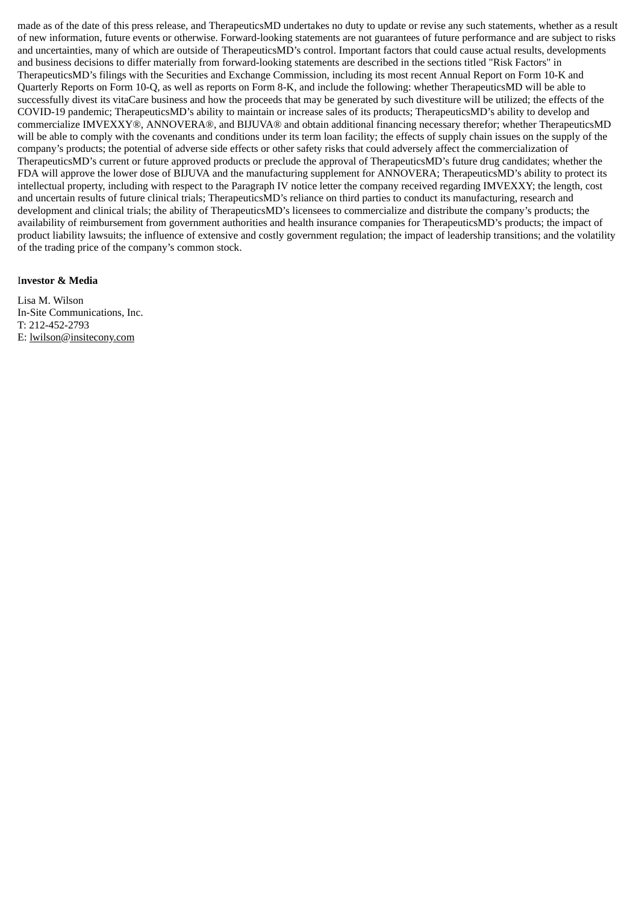made as of the date of this press release, and TherapeuticsMD undertakes no duty to update or revise any such statements, whether as a result of new information, future events or otherwise. Forward-looking statements are not guarantees of future performance and are subject to risks and uncertainties, many of which are outside of TherapeuticsMD's control. Important factors that could cause actual results, developments and business decisions to differ materially from forward-looking statements are described in the sections titled "Risk Factors" in TherapeuticsMD's filings with the Securities and Exchange Commission, including its most recent Annual Report on Form 10-K and Quarterly Reports on Form 10-Q, as well as reports on Form 8-K, and include the following: whether TherapeuticsMD will be able to successfully divest its vitaCare business and how the proceeds that may be generated by such divestiture will be utilized; the effects of the COVID-19 pandemic; TherapeuticsMD's ability to maintain or increase sales of its products; TherapeuticsMD's ability to develop and commercialize IMVEXXY®, ANNOVERA®, and BIJUVA® and obtain additional financing necessary therefor; whether TherapeuticsMD will be able to comply with the covenants and conditions under its term loan facility; the effects of supply chain issues on the supply of the company's products; the potential of adverse side effects or other safety risks that could adversely affect the commercialization of TherapeuticsMD's current or future approved products or preclude the approval of TherapeuticsMD's future drug candidates; whether the FDA will approve the lower dose of BIJUVA and the manufacturing supplement for ANNOVERA; TherapeuticsMD's ability to protect its intellectual property, including with respect to the Paragraph IV notice letter the company received regarding IMVEXXY; the length, cost and uncertain results of future clinical trials; TherapeuticsMD's reliance on third parties to conduct its manufacturing, research and development and clinical trials; the ability of TherapeuticsMD's licensees to commercialize and distribute the company's products; the availability of reimbursement from government authorities and health insurance companies for TherapeuticsMD's products; the impact of product liability lawsuits; the influence of extensive and costly government regulation; the impact of leadership transitions; and the volatility of the trading price of the company's common stock.

**Investor & Media**

Lisa M. Wilson
In-Site Communications, Inc.
T: 212-452-2793
E: lwilson@insitecony.com